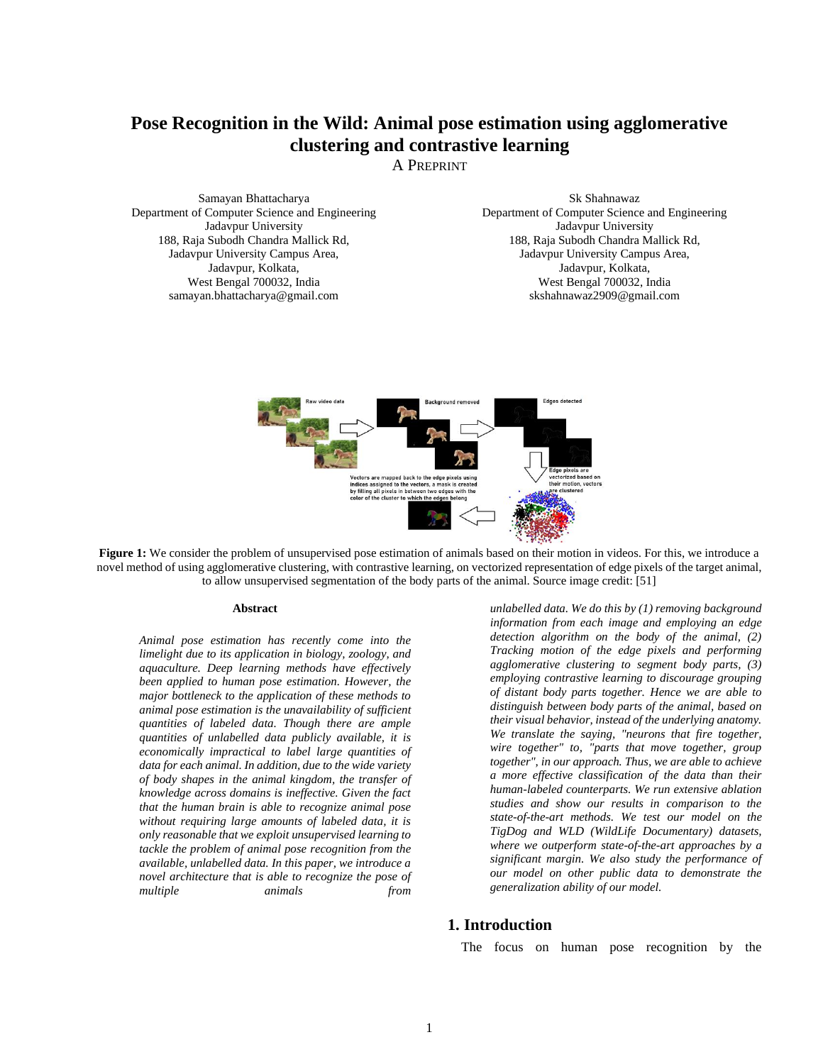# Pose Recognition in the Wild: Animal pose estimation using agglomerative clustering and contrastive learning

A PREPRINT

Samayan Bhattacharya
Department of Computer Science and Engineering
Jadavpur University
188, Raja Subodh Chandra Mallick Rd,
Jadavpur University Campus Area,
Jadavpur, Kolkata,
West Bengal 700032, India
samayan.bhattacharya@gmail.com

Sk Shahnawaz
Department of Computer Science and Engineering
Jadavpur University
188, Raja Subodh Chandra Mallick Rd,
Jadavpur University Campus Area,
Jadavpur, Kolkata,
West Bengal 700032, India
skshahnawaz2909@gmail.com

**Figure 1:** We consider the problem of unsupervised pose estimation of animals based on their motion in videos. For this, we introduce a novel method of using agglomerative clustering, with contrastive learning, on vectorized representation of edge pixels of the target animal, to allow unsupervised segmentation of the body parts of the animal. Source image credit: [51]

### Abstract

*Animal pose estimation has recently come into the limelight due to its application in biology, zoology, and aquaculture. Deep learning methods have effectively been applied to human pose estimation. However, the major bottleneck to the application of these methods to animal pose estimation is the unavailability of sufficient quantities of labeled data. Though there are ample quantities of unlabelled data publicly available, it is economically impractical to label large quantities of data for each animal. In addition, due to the wide variety of body shapes in the animal kingdom, the transfer of knowledge across domains is ineffective. Given the fact that the human brain is able to recognize animal pose without requiring large amounts of labeled data, it is only reasonable that we exploit unsupervised learning to tackle the problem of animal pose recognition from the available, unlabelled data. In this paper, we introduce a novel architecture that is able to recognize the pose of multiple animals from unlabelled data. We do this by (1) removing background information from each image and employing an edge detection algorithm on the body of the animal, (2) Tracking motion of the edge pixels and performing agglomerative clustering to segment body parts, (3) employing contrastive learning to discourage grouping of distant body parts together. Hence we are able to distinguish between body parts of the animal, based on their visual behavior, instead of the underlying anatomy. We translate the saying, "neurons that fire together, wire together" to, "parts that move together, group together", in our approach. Thus, we are able to achieve a more effective classification of the data than their human-labeled counterparts. We run extensive ablation studies and show our results in comparison to the state-of-the-art methods. We test our model on the TigDog and WLD (WildLife Documentary) datasets, where we outperform state-of-the-art approaches by a significant margin. We also study the performance of our model on other public data to demonstrate the generalization ability of our model.*

## 1. Introduction

The focus on human pose recognition by the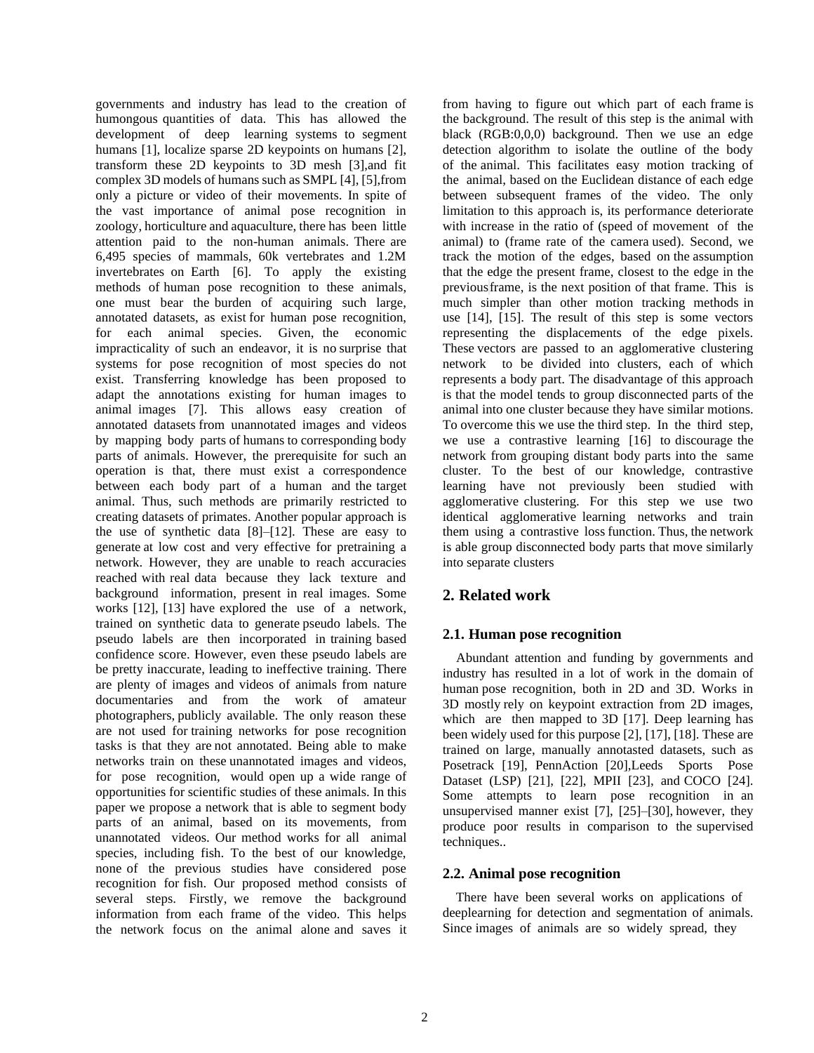governments and industry has lead to the creation of humongous quantities of data. This has allowed the development of deep learning systems to segment humans [1], localize sparse 2D keypoints on humans [2], transform these 2D keypoints to 3D mesh [3],and fit complex 3D models of humans such as SMPL [4], [5],from only a picture or video of their movements. In spite of the vast importance of animal pose recognition in zoology, horticulture and aquaculture, there has been little attention paid to the non-human animals. There are 6,495 species of mammals, 60k vertebrates and 1.2M invertebrates on Earth [6]. To apply the existing methods of human pose recognition to these animals, one must bear the burden of acquiring such large, annotated datasets, as exist for human pose recognition, for each animal species. Given, the economic impracticality of such an endeavor, it is no surprise that systems for pose recognition of most species do not exist. Transferring knowledge has been proposed to adapt the annotations existing for human images to animal images [7]. This allows easy creation of annotated datasets from unannotated images and videos by mapping body parts of humans to corresponding body parts of animals. However, the prerequisite for such an operation is that, there must exist a correspondence between each body part of a human and the target animal. Thus, such methods are primarily restricted to creating datasets of primates. Another popular approach is the use of synthetic data [8]–[12]. These are easy to generate at low cost and very effective for pretraining a network. However, they are unable to reach accuracies reached with real data because they lack texture and background information, present in real images. Some works [12], [13] have explored the use of a network, trained on synthetic data to generate pseudo labels. The pseudo labels are then incorporated in training based confidence score. However, even these pseudo labels are be pretty inaccurate, leading to ineffective training. There are plenty of images and videos of animals from nature documentaries and from the work of amateur photographers, publicly available. The only reason these are not used for training networks for pose recognition tasks is that they are not annotated. Being able to make networks train on these unannotated images and videos, for pose recognition, would open up a wide range of opportunities for scientific studies of these animals. In this paper we propose a network that is able to segment body parts of an animal, based on its movements, from unannotated videos. Our method works for all animal species, including fish. To the best of our knowledge, none of the previous studies have considered pose recognition for fish. Our proposed method consists of several steps. Firstly, we remove the background information from each frame of the video. This helps the network focus on the animal alone and saves it from having to figure out which part of each frame is the background. The result of this step is the animal with black (RGB:0,0,0) background. Then we use an edge detection algorithm to isolate the outline of the body of the animal. This facilitates easy motion tracking of the animal, based on the Euclidean distance of each edge between subsequent frames of the video. The only limitation to this approach is, its performance deteriorate with increase in the ratio of (speed of movement of the animal) to (frame rate of the camera used). Second, we track the motion of the edges, based on the assumption that the edge the present frame, closest to the edge in the previous frame, is the next position of that frame. This is much simpler than other motion tracking methods in use [14], [15]. The result of this step is some vectors representing the displacements of the edge pixels. These vectors are passed to an agglomerative clustering network to be divided into clusters, each of which represents a body part. The disadvantage of this approach is that the model tends to group disconnected parts of the animal into one cluster because they have similar motions. To overcome this we use the third step. In the third step, we use a contrastive learning [16] to discourage the network from grouping distant body parts into the same cluster. To the best of our knowledge, contrastive learning have not previously been studied with agglomerative clustering. For this step we use two identical agglomerative learning networks and train them using a contrastive loss function. Thus, the network is able group disconnected body parts that move similarly into separate clusters

## 2. Related work

### 2.1. Human pose recognition

Abundant attention and funding by governments and industry has resulted in a lot of work in the domain of human pose recognition, both in 2D and 3D. Works in 3D mostly rely on keypoint extraction from 2D images, which are then mapped to 3D [17]. Deep learning has been widely used for this purpose [2], [17], [18]. These are trained on large, manually annotated datasets, such as Posetrack [19], PennAction [20],Leeds Sports Pose Dataset (LSP) [21], [22], MPII [23], and COCO [24]. Some attempts to learn pose recognition in an unsupervised manner exist [7], [25]–[30], however, they produce poor results in comparison to the supervised techniques..

### 2.2. Animal pose recognition

There have been several works on applications of deeplearning for detection and segmentation of animals. Since images of animals are so widely spread, they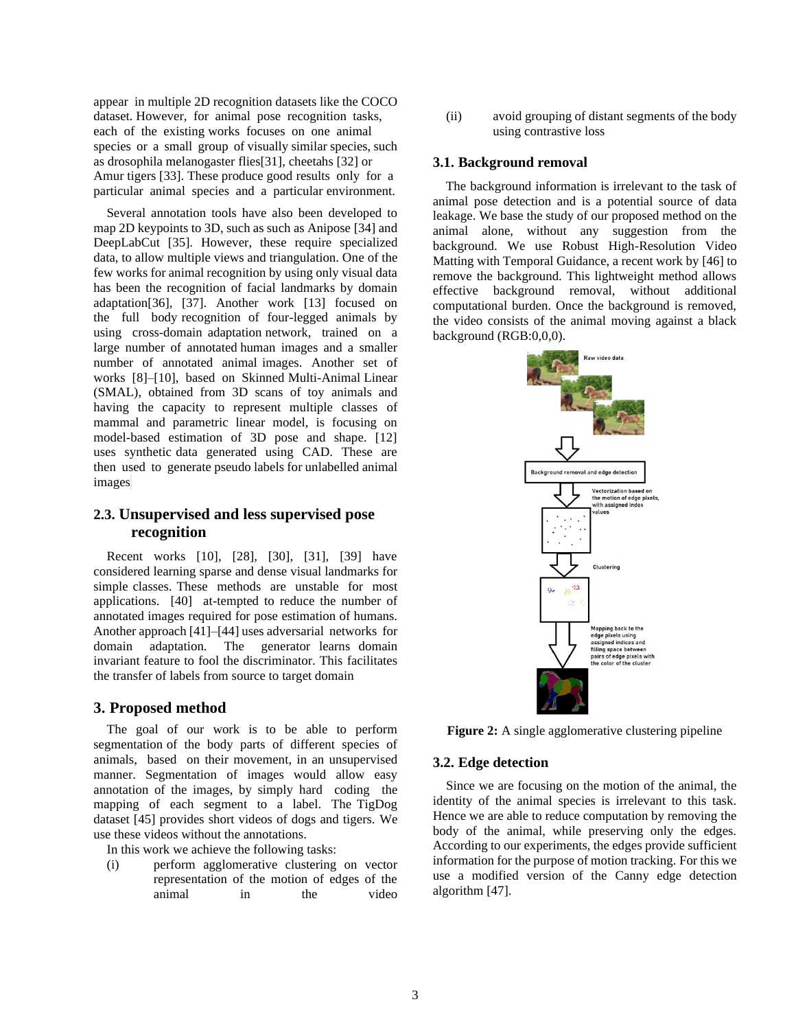appear in multiple 2D recognition datasets like the COCO dataset. However, for animal pose recognition tasks, each of the existing works focuses on one animal species or a small group of visually similar species, such as drosophila melanogaster flies[31], cheetahs [32] or Amur tigers [33]. These produce good results only for a particular animal species and a particular environment.

Several annotation tools have also been developed to map 2D keypoints to 3D, such as such as Anipose [34] and DeepLabCut [35]. However, these require specialized data, to allow multiple views and triangulation. One of the few works for animal recognition by using only visual data has been the recognition of facial landmarks by domain adaptation[36], [37]. Another work [13] focused on the full body recognition of four-legged animals by using cross-domain adaptation network, trained on a large number of annotated human images and a smaller number of annotated animal images. Another set of works [8]–[10], based on Skinned Multi-Animal Linear (SMAL), obtained from 3D scans of toy animals and having the capacity to represent multiple classes of mammal and parametric linear model, is focusing on model-based estimation of 3D pose and shape. [12] uses synthetic data generated using CAD. These are then used to generate pseudo labels for unlabelled animal images

## 2.3. Unsupervised and less supervised pose recognition

Recent works [10], [28], [30], [31], [39] have considered learning sparse and dense visual landmarks for simple classes. These methods are unstable for most applications. [40] at-tempted to reduce the number of annotated images required for pose estimation of humans. Another approach [41]–[44] uses adversarial networks for domain adaptation. The generator learns domain invariant feature to fool the discriminator. This facilitates the transfer of labels from source to target domain

## 3. Proposed method

The goal of our work is to be able to perform segmentation of the body parts of different species of animals, based on their movement, in an unsupervised manner. Segmentation of images would allow easy annotation of the images, by simply hard coding the mapping of each segment to a label. The TigDog dataset [45] provides short videos of dogs and tigers. We use these videos without the annotations.

In this work we achieve the following tasks:

(i) perform agglomerative clustering on vector representation of the motion of edges of the animal in the video

(ii) avoid grouping of distant segments of the body using contrastive loss

### 3.1. Background removal

The background information is irrelevant to the task of animal pose detection and is a potential source of data leakage. We base the study of our proposed method on the animal alone, without any suggestion from the background. We use Robust High-Resolution Video Matting with Temporal Guidance, a recent work by [46] to remove the background. This lightweight method allows effective background removal, without additional computational burden. Once the background is removed, the video consists of the animal moving against a black background (RGB:0,0,0).

**Figure 2:** A single agglomerative clustering pipeline

### 3.2. Edge detection

Since we are focusing on the motion of the animal, the identity of the animal species is irrelevant to this task. Hence we are able to reduce computation by removing the body of the animal, while preserving only the edges. According to our experiments, the edges provide sufficient information for the purpose of motion tracking. For this we use a modified version of the Canny edge detection algorithm [47].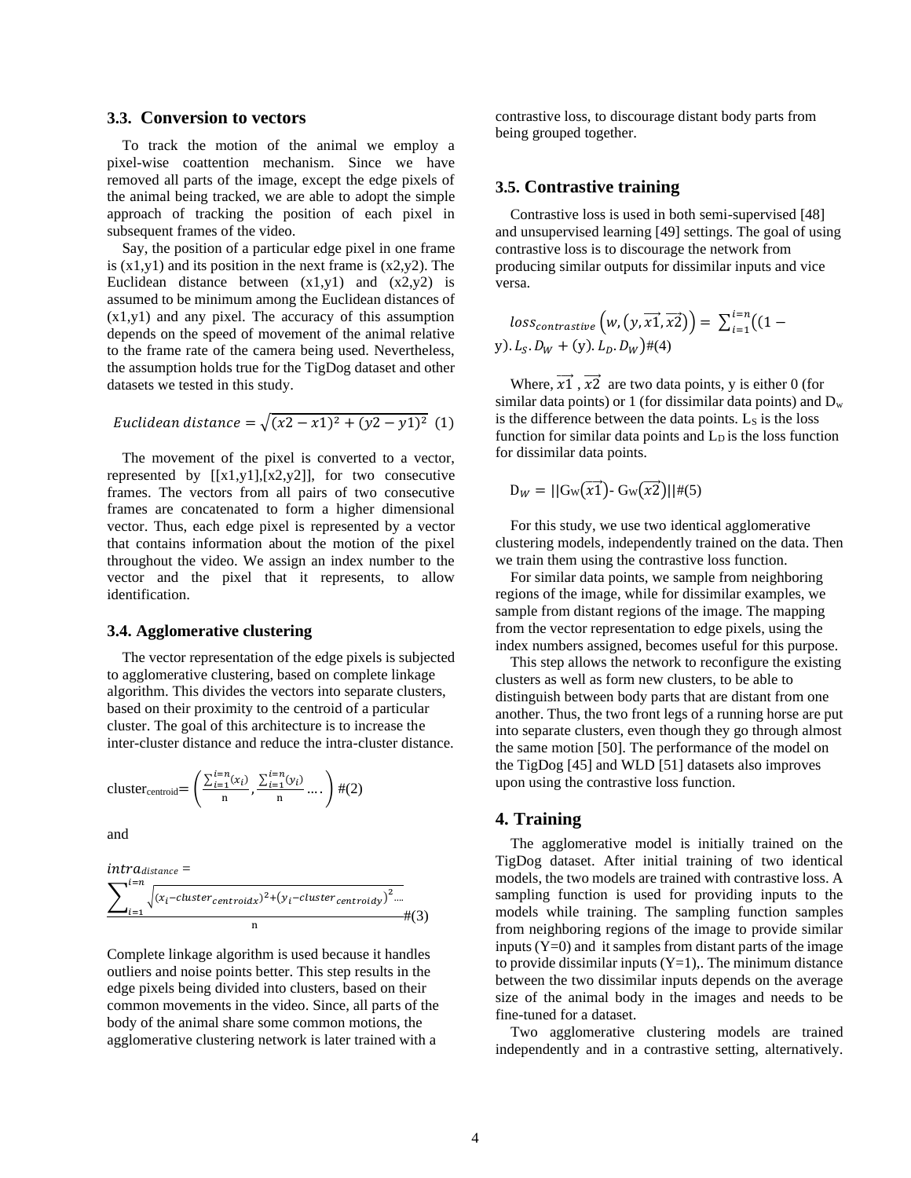### 3.3. Conversion to vectors

To track the motion of the animal we employ a pixel-wise coattention mechanism. Since we have removed all parts of the image, except the edge pixels of the animal being tracked, we are able to adopt the simple approach of tracking the position of each pixel in subsequent frames of the video.

Say, the position of a particular edge pixel in one frame is (x1,y1) and its position in the next frame is (x2,y2). The Euclidean distance between (x1,y1) and (x2,y2) is assumed to be minimum among the Euclidean distances of (x1,y1) and any pixel. The accuracy of this assumption depends on the speed of movement of the animal relative to the frame rate of the camera being used. Nevertheless, the assumption holds true for the TigDog dataset and other datasets we tested in this study.

$$Euclidean\ distance = \sqrt{(x2 - x1)^2 + (y2 - y1)^2} \quad (1)$$

The movement of the pixel is converted to a vector, represented by [[x1,y1],[x2,y2]], for two consecutive frames. The vectors from all pairs of two consecutive frames are concatenated to form a higher dimensional vector. Thus, each edge pixel is represented by a vector that contains information about the motion of the pixel throughout the video. We assign an index number to the vector and the pixel that it represents, to allow identification.

### 3.4. Agglomerative clustering

The vector representation of the edge pixels is subjected to agglomerative clustering, based on complete linkage algorithm. This divides the vectors into separate clusters, based on their proximity to the centroid of a particular cluster. The goal of this architecture is to increase the inter-cluster distance and reduce the intra-cluster distance.

$$\text{cluster}_{\text{centroid}} = \left( \frac{\sum_{i=1}^{i=n}(x_i)}{\text{n}}, \frac{\sum_{i=1}^{i=n}(y_i)}{\text{n}} \ldots \right) \#(2)$$

and

$$intra_{distance} = \frac{\sum_{i=1}^{i=n} \sqrt{(x_i - cluster_{centroidx})^2 + (y_i - cluster_{centroidy})^2 \ldots}}{\text{n}} \#(3)$$

Complete linkage algorithm is used because it handles outliers and noise points better. This step results in the edge pixels being divided into clusters, based on their common movements in the video. Since, all parts of the body of the animal share some common motions, the agglomerative clustering network is later trained with a contrastive loss, to discourage distant body parts from being grouped together.

### 3.5. Contrastive training

Contrastive loss is used in both semi-supervised [48] and unsupervised learning [49] settings. The goal of using contrastive loss is to discourage the network from producing similar outputs for dissimilar inputs and vice versa.

$$loss_{contrastive}\left(w, \left(y, \overrightarrow{x1}, \overrightarrow{x2}\right)\right) = \sum_{i=1}^{i=n}\left((1 - \text{y}).L_S.D_W + (\text{y}).L_D.D_W\right)\#(4)$$

Where, $\overrightarrow{x1}$ , $\overrightarrow{x2}$ are two data points, y is either 0 (for similar data points) or 1 (for dissimilar data points) and $D_w$ is the difference between the data points. $L_S$ is the loss function for similar data points and $L_D$ is the loss function for dissimilar data points.

$$D_W = ||G_W(\overrightarrow{x1}) - G_W(\overrightarrow{x2})||\#(5)$$

For this study, we use two identical agglomerative clustering models, independently trained on the data. Then we train them using the contrastive loss function.

For similar data points, we sample from neighboring regions of the image, while for dissimilar examples, we sample from distant regions of the image. The mapping from the vector representation to edge pixels, using the index numbers assigned, becomes useful for this purpose.

This step allows the network to reconfigure the existing clusters as well as form new clusters, to be able to distinguish between body parts that are distant from one another. Thus, the two front legs of a running horse are put into separate clusters, even though they go through almost the same motion [50]. The performance of the model on the TigDog [45] and WLD [51] datasets also improves upon using the contrastive loss function.

## 4. Training

The agglomerative model is initially trained on the TigDog dataset. After initial training of two identical models, the two models are trained with contrastive loss. A sampling function is used for providing inputs to the models while training. The sampling function samples from neighboring regions of the image to provide similar inputs (Y=0) and it samples from distant parts of the image to provide dissimilar inputs (Y=1),. The minimum distance between the two dissimilar inputs depends on the average size of the animal body in the images and needs to be fine-tuned for a dataset.

Two agglomerative clustering models are trained independently and in a contrastive setting, alternatively.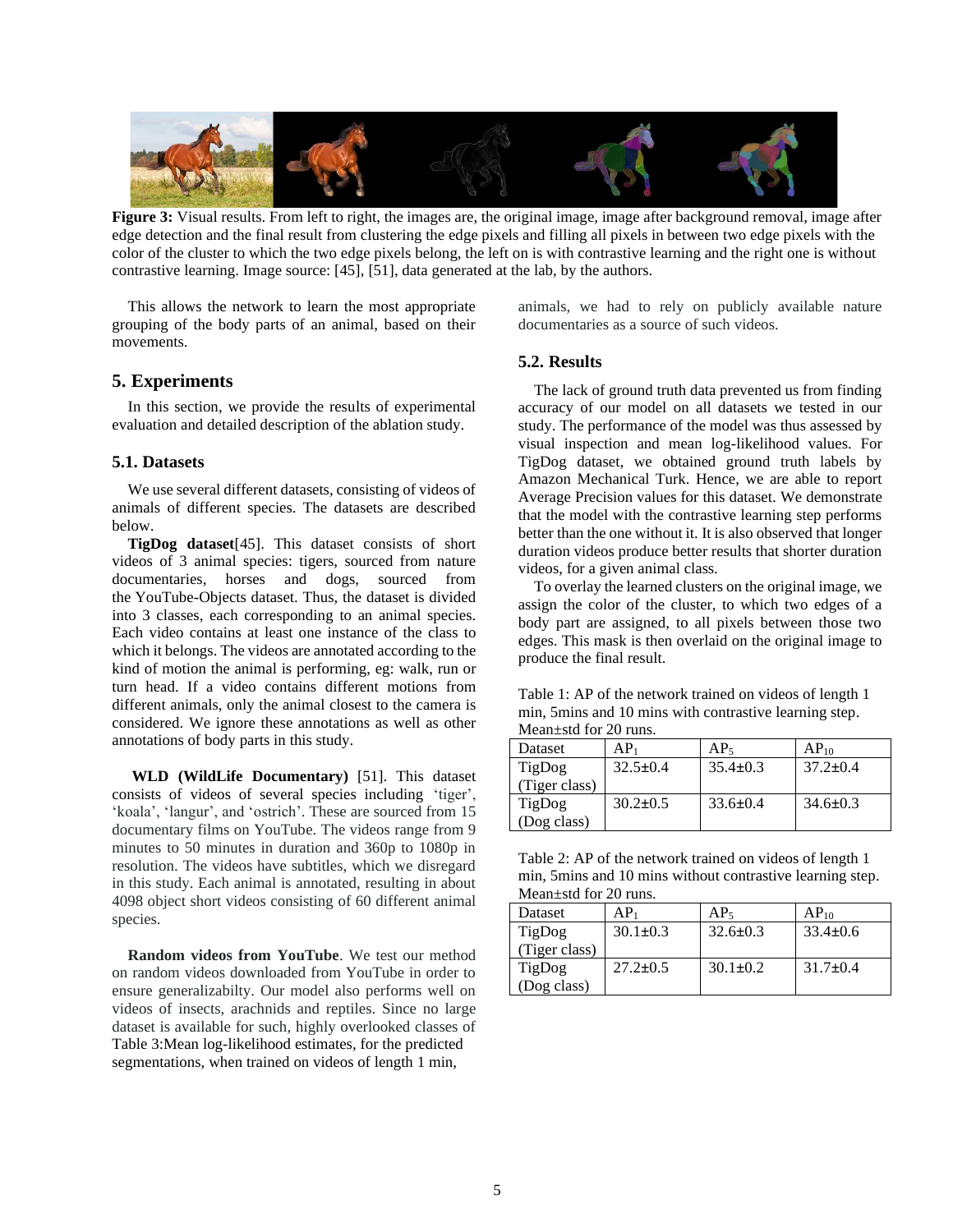Figure 3: Visual results. From left to right, the images are, the original image, image after background removal, image after edge detection and the final result from clustering the edge pixels and filling all pixels in between two edge pixels with the color of the cluster to which the two edge pixels belong, the left on is with contrastive learning and the right one is without contrastive learning. Image source: [45], [51], data generated at the lab, by the authors.

This allows the network to learn the most appropriate grouping of the body parts of an animal, based on their movements.

## 5. Experiments

In this section, we provide the results of experimental evaluation and detailed description of the ablation study.

### 5.1. Datasets

We use several different datasets, consisting of videos of animals of different species. The datasets are described below.

**TigDog dataset**[45]. This dataset consists of short videos of 3 animal species: tigers, sourced from nature documentaries, horses and dogs, sourced from the YouTube-Objects dataset. Thus, the dataset is divided into 3 classes, each corresponding to an animal species. Each video contains at least one instance of the class to which it belongs. The videos are annotated according to the kind of motion the animal is performing, eg: walk, run or turn head. If a video contains different motions from different animals, only the animal closest to the camera is considered. We ignore these annotations as well as other annotations of body parts in this study.

**WLD (WildLife Documentary)** [51]. This dataset consists of videos of several species including 'tiger', 'koala', 'langur', and 'ostrich'. These are sourced from 15 documentary films on YouTube. The videos range from 9 minutes to 50 minutes in duration and 360p to 1080p in resolution. The videos have subtitles, which we disregard in this study. Each animal is annotated, resulting in about 4098 object short videos consisting of 60 different animal species.

**Random videos from YouTube**. We test our method on random videos downloaded from YouTube in order to ensure generalizabilty. Our model also performs well on videos of insects, arachnids and reptiles. Since no large dataset is available for such, highly overlooked classes of animals, we had to rely on publicly available nature documentaries as a source of such videos.

### 5.2. Results

The lack of ground truth data prevented us from finding accuracy of our model on all datasets we tested in our study. The performance of the model was thus assessed by visual inspection and mean log-likelihood values. For TigDog dataset, we obtained ground truth labels by Amazon Mechanical Turk. Hence, we are able to report Average Precision values for this dataset. We demonstrate that the model with the contrastive learning step performs better than the one without it. It is also observed that longer duration videos produce better results that shorter duration videos, for a given animal class.

To overlay the learned clusters on the original image, we assign the color of the cluster, to which two edges of a body part are assigned, to all pixels between those two edges. This mask is then overlaid on the original image to produce the final result.

Table 1: AP of the network trained on videos of length 1 min, 5mins and 10 mins with contrastive learning step. Mean±std for 20 runs.

| Dataset | $AP_1$ | $AP_5$ | $AP_{10}$ |
|---|---|---|---|
| TigDog (Tiger class) | 32.5±0.4 | 35.4±0.3 | 37.2±0.4 |
| TigDog (Dog class) | 30.2±0.5 | 33.6±0.4 | 34.6±0.3 |

Table 2: AP of the network trained on videos of length 1 min, 5mins and 10 mins without contrastive learning step. Mean±std for 20 runs.

| Dataset | $AP_1$ | $AP_5$ | $AP_{10}$ |
|---|---|---|---|
| TigDog (Tiger class) | 30.1±0.3 | 32.6±0.3 | 33.4±0.6 |
| TigDog (Dog class) | 27.2±0.5 | 30.1±0.2 | 31.7±0.4 |

Table 3:Mean log-likelihood estimates, for the predicted segmentations, when trained on videos of length 1 min,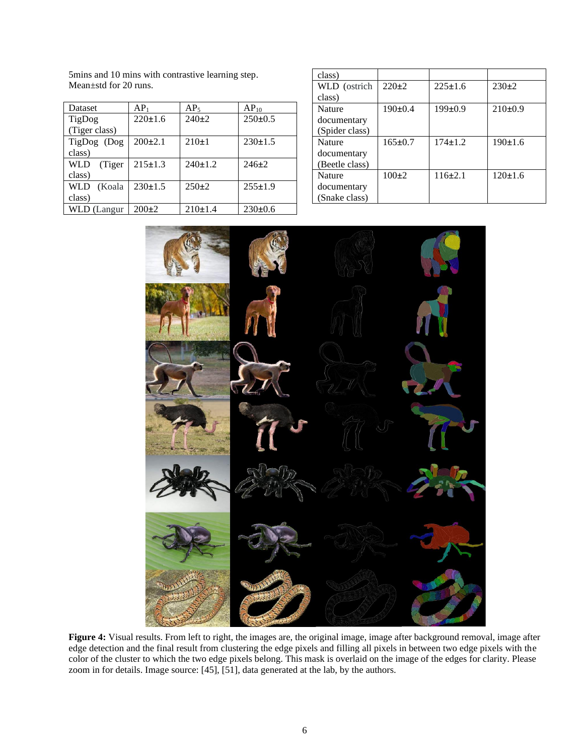5mins and 10 mins with contrastive learning step. Mean±std for 20 runs.

| Dataset | $AP_1$ | $AP_5$ | $AP_{10}$ |
|---|---|---|---|
| TigDog (Tiger class) | 220±1.6 | 240±2 | 250±0.5 |
| TigDog (Dog class) | 200±2.1 | 210±1 | 230±1.5 |
| WLD (Tiger class) | 215±1.3 | 240±1.2 | 246±2 |
| WLD (Koala class) | 230±1.5 | 250±2 | 255±1.9 |
| WLD (Langur class) | 200±2 | 210±1.4 | 230±0.6 |
| WLD (ostrich class) | 220±2 | 225±1.6 | 230±2 |
| Nature documentary (Spider class) | 190±0.4 | 199±0.9 | 210±0.9 |
| Nature documentary (Beetle class) | 165±0.7 | 174±1.2 | 190±1.6 |
| Nature documentary (Snake class) | 100±2 | 116±2.1 | 120±1.6 |

**Figure 4:** Visual results. From left to right, the images are, the original image, image after background removal, image after edge detection and the final result from clustering the edge pixels and filling all pixels in between two edge pixels with the color of the cluster to which the two edge pixels belong. This mask is overlaid on the image of the edges for clarity. Please zoom in for details. Image source: [45], [51], data generated at the lab, by the authors.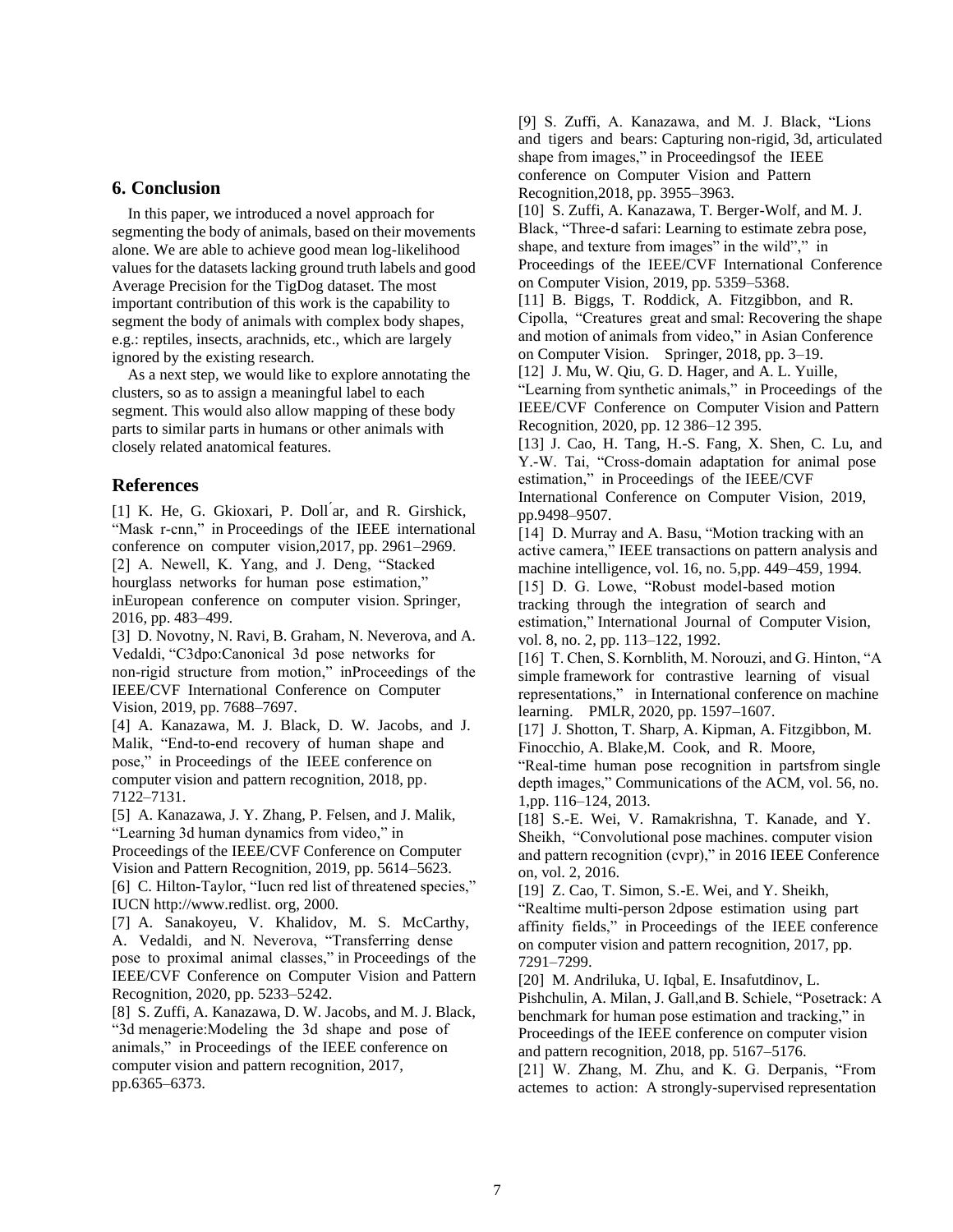## 6. Conclusion

In this paper, we introduced a novel approach for segmenting the body of animals, based on their movements alone. We are able to achieve good mean log-likelihood values for the datasets lacking ground truth labels and good Average Precision for the TigDog dataset. The most important contribution of this work is the capability to segment the body of animals with complex body shapes, e.g.: reptiles, insects, arachnids, etc., which are largely ignored by the existing research.

As a next step, we would like to explore annotating the clusters, so as to assign a meaningful label to each segment. This would also allow mapping of these body parts to similar parts in humans or other animals with closely related anatomical features.

## References

[1] K. He, G. Gkioxari, P. Doll´ar, and R. Girshick, "Mask r-cnn," in Proceedings of the IEEE international conference on computer vision,2017, pp. 2961–2969.

[2] A. Newell, K. Yang, and J. Deng, "Stacked hourglass networks for human pose estimation," inEuropean conference on computer vision. Springer, 2016, pp. 483–499.

[3] D. Novotny, N. Ravi, B. Graham, N. Neverova, and A. Vedaldi, "C3dpo:Canonical 3d pose networks for non-rigid structure from motion," inProceedings of the IEEE/CVF International Conference on Computer Vision, 2019, pp. 7688–7697.

[4] A. Kanazawa, M. J. Black, D. W. Jacobs, and J. Malik, "End-to-end recovery of human shape and pose," in Proceedings of the IEEE conference on computer vision and pattern recognition, 2018, pp. 7122–7131.

[5] A. Kanazawa, J. Y. Zhang, P. Felsen, and J. Malik, "Learning 3d human dynamics from video," in Proceedings of the IEEE/CVF Conference on Computer Vision and Pattern Recognition, 2019, pp. 5614–5623.

[6] C. Hilton-Taylor, "Iucn red list of threatened species," IUCN http://www.redlist. org, 2000.

[7] A. Sanakoyeu, V. Khalidov, M. S. McCarthy, A. Vedaldi, and N. Neverova, "Transferring dense pose to proximal animal classes," in Proceedings of the IEEE/CVF Conference on Computer Vision and Pattern Recognition, 2020, pp. 5233–5242.

[8] S. Zuffi, A. Kanazawa, D. W. Jacobs, and M. J. Black, "3d menagerie:Modeling the 3d shape and pose of animals," in Proceedings of the IEEE conference on computer vision and pattern recognition, 2017, pp.6365–6373.

[9] S. Zuffi, A. Kanazawa, and M. J. Black, "Lions and tigers and bears: Capturing non-rigid, 3d, articulated shape from images," in Proceedingsof the IEEE conference on Computer Vision and Pattern Recognition,2018, pp. 3955–3963.

[10] S. Zuffi, A. Kanazawa, T. Berger-Wolf, and M. J. Black, "Three-d safari: Learning to estimate zebra pose, shape, and texture from images" in the wild"," in Proceedings of the IEEE/CVF International Conference on Computer Vision, 2019, pp. 5359–5368.

[11] B. Biggs, T. Roddick, A. Fitzgibbon, and R. Cipolla, "Creatures great and smal: Recovering the shape and motion of animals from video," in Asian Conference on Computer Vision. Springer, 2018, pp. 3–19.

[12] J. Mu, W. Qiu, G. D. Hager, and A. L. Yuille, "Learning from synthetic animals," in Proceedings of the IEEE/CVF Conference on Computer Vision and Pattern Recognition, 2020, pp. 12 386–12 395.

[13] J. Cao, H. Tang, H.-S. Fang, X. Shen, C. Lu, and Y.-W. Tai, "Cross-domain adaptation for animal pose estimation," in Proceedings of the IEEE/CVF International Conference on Computer Vision, 2019, pp.9498–9507.

[14] D. Murray and A. Basu, "Motion tracking with an active camera," IEEE transactions on pattern analysis and machine intelligence, vol. 16, no. 5,pp. 449–459, 1994.

[15] D. G. Lowe, "Robust model-based motion tracking through the integration of search and estimation," International Journal of Computer Vision, vol. 8, no. 2, pp. 113–122, 1992.

[16] T. Chen, S. Kornblith, M. Norouzi, and G. Hinton, "A simple framework for contrastive learning of visual representations," in International conference on machine learning. PMLR, 2020, pp. 1597–1607.

[17] J. Shotton, T. Sharp, A. Kipman, A. Fitzgibbon, M. Finocchio, A. Blake,M. Cook, and R. Moore, "Real-time human pose recognition in partsfrom single depth images," Communications of the ACM, vol. 56, no. 1,pp. 116–124, 2013.

[18] S.-E. Wei, V. Ramakrishna, T. Kanade, and Y. Sheikh, "Convolutional pose machines. computer vision and pattern recognition (cvpr)," in 2016 IEEE Conference on, vol. 2, 2016.

[19] Z. Cao, T. Simon, S.-E. Wei, and Y. Sheikh, "Realtime multi-person 2dpose estimation using part affinity fields," in Proceedings of the IEEE conference on computer vision and pattern recognition, 2017, pp. 7291–7299.

[20] M. Andriluka, U. Iqbal, E. Insafutdinov, L. Pishchulin, A. Milan, J. Gall,and B. Schiele, "Posetrack: A benchmark for human pose estimation and tracking," in Proceedings of the IEEE conference on computer vision and pattern recognition, 2018, pp. 5167–5176.

[21] W. Zhang, M. Zhu, and K. G. Derpanis, "From actemes to action: A strongly-supervised representation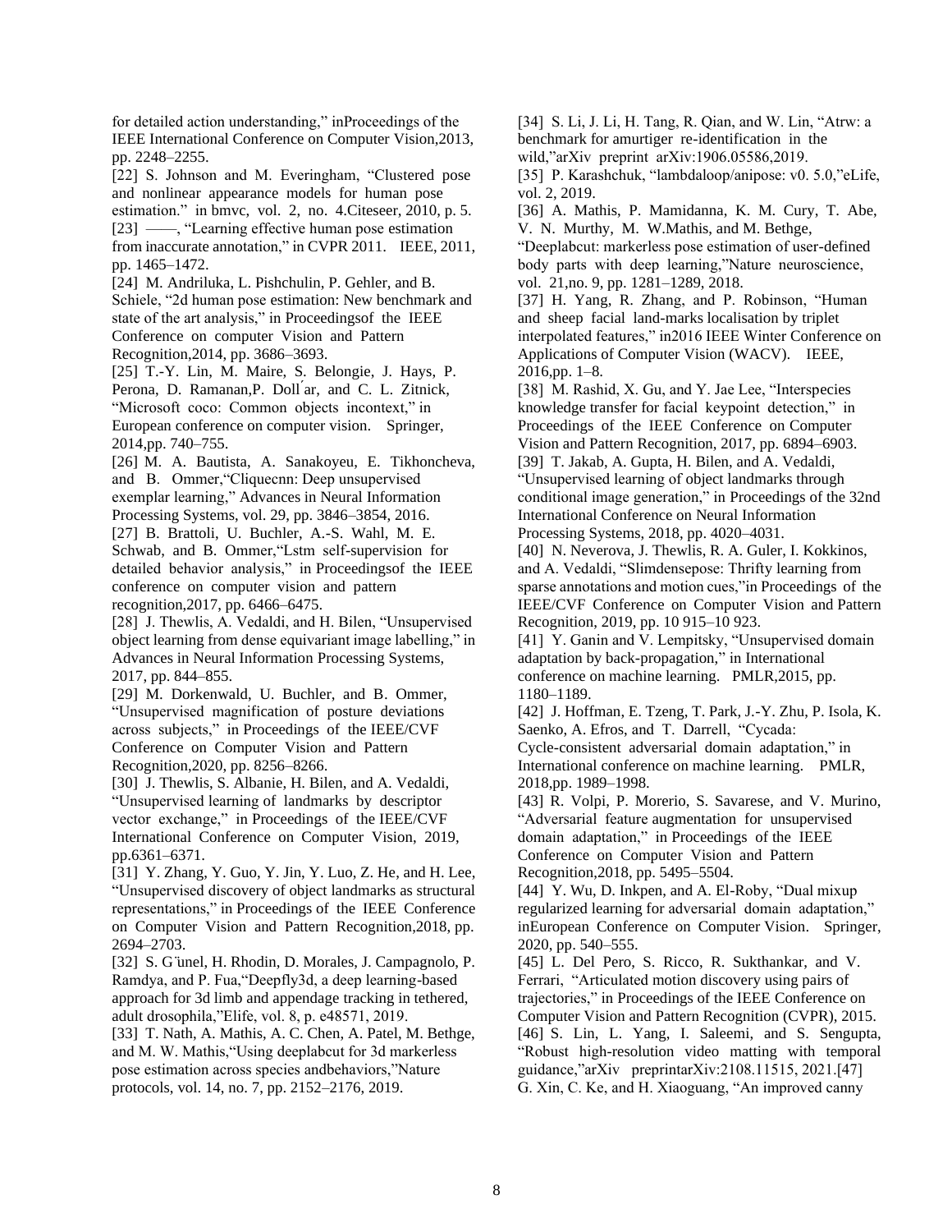for detailed action understanding," inProceedings of the IEEE International Conference on Computer Vision,2013, pp. 2248–2255.

[22] S. Johnson and M. Everingham, "Clustered pose and nonlinear appearance models for human pose estimation." in bmvc, vol. 2, no. 4.Citeseer, 2010, p. 5.

[23] ——, "Learning effective human pose estimation from inaccurate annotation," in CVPR 2011. IEEE, 2011, pp. 1465–1472.

[24] M. Andriluka, L. Pishchulin, P. Gehler, and B. Schiele, "2d human pose estimation: New benchmark and state of the art analysis," in Proceedingsof the IEEE Conference on computer Vision and Pattern Recognition,2014, pp. 3686–3693.

[25] T.-Y. Lin, M. Maire, S. Belongie, J. Hays, P. Perona, D. Ramanan,P. Doll ́ar, and C. L. Zitnick, "Microsoft coco: Common objects incontext," in European conference on computer vision. Springer, 2014,pp. 740–755.

[26] M. A. Bautista, A. Sanakoyeu, E. Tikhoncheva, and B. Ommer,"Cliquecnn: Deep unsupervised exemplar learning," Advances in Neural Information Processing Systems, vol. 29, pp. 3846–3854, 2016.

[27] B. Brattoli, U. Buchler, A.-S. Wahl, M. E. Schwab, and B. Ommer,"Lstm self-supervision for detailed behavior analysis," in Proceedingsof the IEEE conference on computer vision and pattern recognition,2017, pp. 6466–6475.

[28] J. Thewlis, A. Vedaldi, and H. Bilen, "Unsupervised object learning from dense equivariant image labelling," in Advances in Neural Information Processing Systems, 2017, pp. 844–855.

[29] M. Dorkenwald, U. Buchler, and B. Ommer, "Unsupervised magnification of posture deviations across subjects," in Proceedings of the IEEE/CVF Conference on Computer Vision and Pattern Recognition,2020, pp. 8256–8266.

[30] J. Thewlis, S. Albanie, H. Bilen, and A. Vedaldi, "Unsupervised learning of landmarks by descriptor vector exchange," in Proceedings of the IEEE/CVF International Conference on Computer Vision, 2019, pp.6361–6371.

[31] Y. Zhang, Y. Guo, Y. Jin, Y. Luo, Z. He, and H. Lee, "Unsupervised discovery of object landmarks as structural representations," in Proceedings of the IEEE Conference on Computer Vision and Pattern Recognition,2018, pp. 2694–2703.

[32] S. G ̈unel, H. Rhodin, D. Morales, J. Campagnolo, P. Ramdya, and P. Fua,"Deepfly3d, a deep learning-based approach for 3d limb and appendage tracking in tethered, adult drosophila,"Elife, vol. 8, p. e48571, 2019.

[33] T. Nath, A. Mathis, A. C. Chen, A. Patel, M. Bethge, and M. W. Mathis,"Using deeplabcut for 3d markerless pose estimation across species andbehaviors,"Nature protocols, vol. 14, no. 7, pp. 2152–2176, 2019.

[34] S. Li, J. Li, H. Tang, R. Qian, and W. Lin, "Atrw: a benchmark for amurtiger re-identification in the wild,"arXiv preprint arXiv:1906.05586,2019.

[35] P. Karashchuk, "lambdaloop/anipose: v0. 5.0,"eLife, vol. 2, 2019.

[36] A. Mathis, P. Mamidanna, K. M. Cury, T. Abe, V. N. Murthy, M. W.Mathis, and M. Bethge, "Deeplabcut: markerless pose estimation of user-defined body parts with deep learning,"Nature neuroscience, vol. 21,no. 9, pp. 1281–1289, 2018.

[37] H. Yang, R. Zhang, and P. Robinson, "Human and sheep facial land-marks localisation by triplet interpolated features," in2016 IEEE Winter Conference on Applications of Computer Vision (WACV). IEEE, 2016,pp. 1–8.

[38] M. Rashid, X. Gu, and Y. Jae Lee, "Interspecies knowledge transfer for facial keypoint detection," in Proceedings of the IEEE Conference on Computer Vision and Pattern Recognition, 2017, pp. 6894–6903.

[39] T. Jakab, A. Gupta, H. Bilen, and A. Vedaldi, "Unsupervised learning of object landmarks through conditional image generation," in Proceedings of the 32nd International Conference on Neural Information Processing Systems, 2018, pp. 4020–4031.

[40] N. Neverova, J. Thewlis, R. A. Guler, I. Kokkinos, and A. Vedaldi, "Slimdensepose: Thrifty learning from sparse annotations and motion cues,"in Proceedings of the IEEE/CVF Conference on Computer Vision and Pattern Recognition, 2019, pp. 10 915–10 923.

[41] Y. Ganin and V. Lempitsky, "Unsupervised domain adaptation by back-propagation," in International conference on machine learning. PMLR,2015, pp. 1180–1189.

[42] J. Hoffman, E. Tzeng, T. Park, J.-Y. Zhu, P. Isola, K. Saenko, A. Efros, and T. Darrell, "Cycada: Cycle-consistent adversarial domain adaptation," in International conference on machine learning. PMLR, 2018,pp. 1989–1998.

[43] R. Volpi, P. Morerio, S. Savarese, and V. Murino, "Adversarial feature augmentation for unsupervised domain adaptation," in Proceedings of the IEEE Conference on Computer Vision and Pattern Recognition,2018, pp. 5495–5504.

[44] Y. Wu, D. Inkpen, and A. El-Roby, "Dual mixup regularized learning for adversarial domain adaptation," inEuropean Conference on Computer Vision. Springer, 2020, pp. 540–555.

[45] L. Del Pero, S. Ricco, R. Sukthankar, and V. Ferrari, "Articulated motion discovery using pairs of trajectories," in Proceedings of the IEEE Conference on Computer Vision and Pattern Recognition (CVPR), 2015.

[46] S. Lin, L. Yang, I. Saleemi, and S. Sengupta, "Robust high-resolution video matting with temporal guidance,"arXiv preprintarXiv:2108.11515, 2021.[47] G. Xin, C. Ke, and H. Xiaoguang, "An improved canny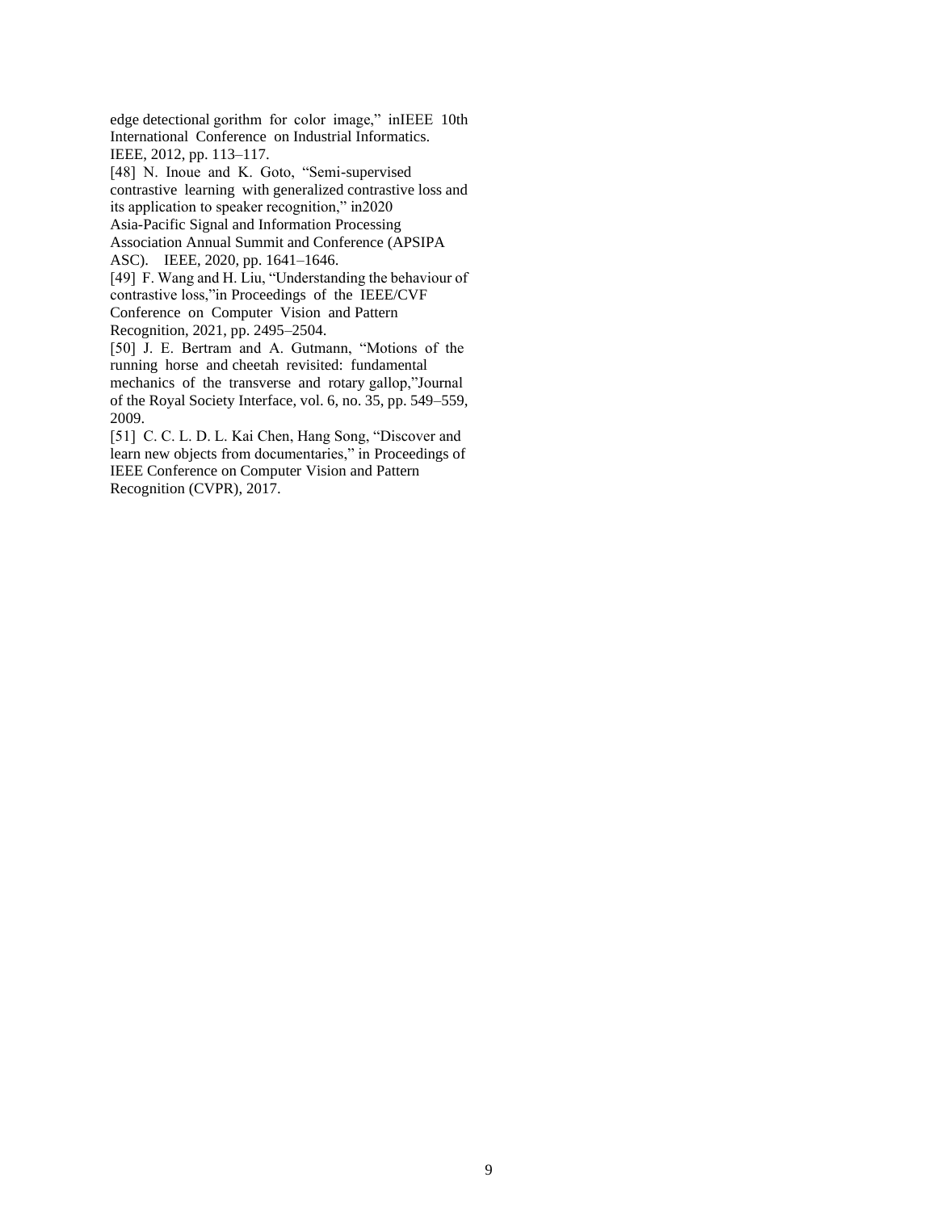edge detectional gorithm for color image," inIEEE 10th International Conference on Industrial Informatics. IEEE, 2012, pp. 113–117.

[48] N. Inoue and K. Goto, "Semi-supervised contrastive learning with generalized contrastive loss and its application to speaker recognition," in2020 Asia-Pacific Signal and Information Processing Association Annual Summit and Conference (APSIPA ASC). IEEE, 2020, pp. 1641–1646.

[49] F. Wang and H. Liu, "Understanding the behaviour of contrastive loss,"in Proceedings of the IEEE/CVF Conference on Computer Vision and Pattern Recognition, 2021, pp. 2495–2504.

[50] J. E. Bertram and A. Gutmann, "Motions of the running horse and cheetah revisited: fundamental mechanics of the transverse and rotary gallop,"Journal of the Royal Society Interface, vol. 6, no. 35, pp. 549–559, 2009.

[51] C. C. L. D. L. Kai Chen, Hang Song, "Discover and learn new objects from documentaries," in Proceedings of IEEE Conference on Computer Vision and Pattern Recognition (CVPR), 2017.